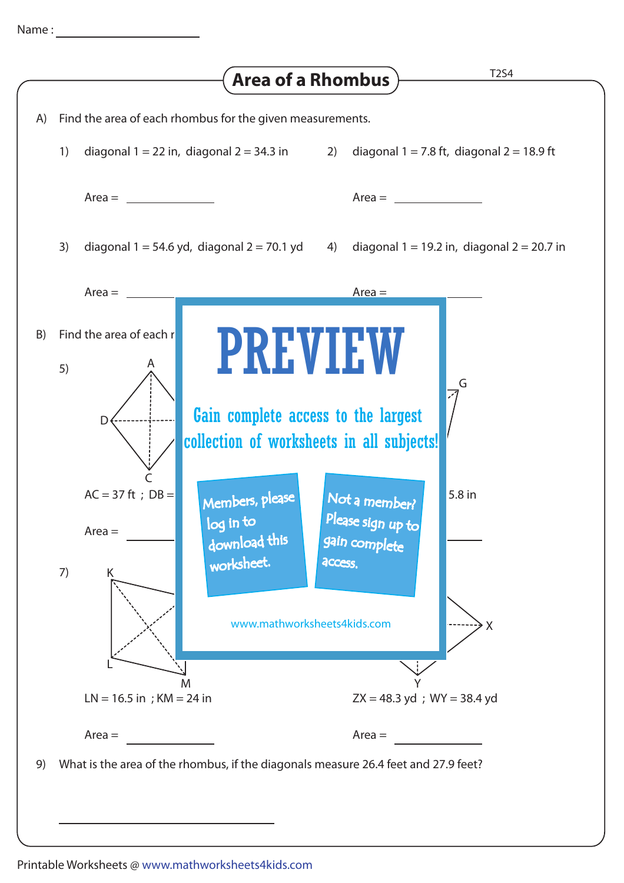Name : ____________________

# Area of a Rhombus

A) Find the area of each rhombus for the given measurements.

1) diagonal 1 = 22 in, diagonal 2 = 34.3 in

Area = ____________

2) diagonal 1 = 7.8 ft, diagonal 2 = 18.9 ft

Area = ____________

3) diagonal 1 = 54.6 yd, diagonal 2 = 70.1 yd

Area = ____________

4) diagonal 1 = 19.2 in, diagonal 2 = 20.7 in

Area = ____________

B) Find the area of each r

5) A D C

AC = 37 ft ; DB =

Area = ____________

G

5.8 in

7) K L M

LN = 16.5 in ; KM = 24 in

Area = ____________

X Y

ZX = 48.3 yd ; WY = 38.4 yd

Area = ____________

PREVIEW

Gain complete access to the largest collection of worksheets in all subjects!

Members, please log in to download this worksheet.

Not a member? Please sign up to gain complete access.

www.mathworksheets4kids.com

9) What is the area of the rhombus, if the diagonals measure 26.4 feet and 27.9 feet?

____________________

Printable Worksheets @ www.mathworksheets4kids.com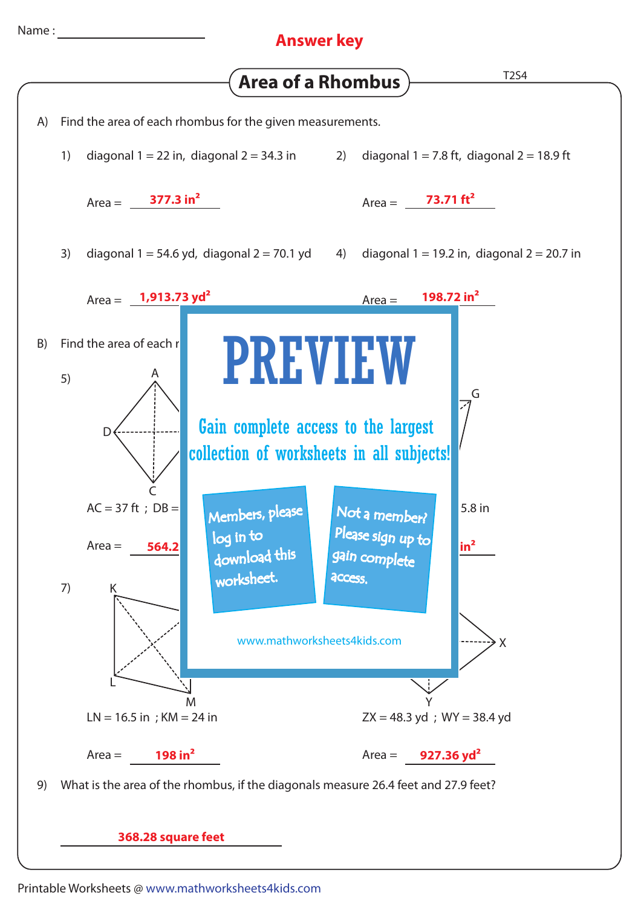Name : ____________________

**Answer key**

# Area of a Rhombus

T2S4

A) Find the area of each rhombus for the given measurements.

1) diagonal 1 = 22 in, diagonal 2 = 34.3 in

Area = **377.3 in²**

2) diagonal 1 = 7.8 ft, diagonal 2 = 18.9 ft

Area = **73.71 ft²**

3) diagonal 1 = 54.6 yd, diagonal 2 = 70.1 yd

Area = **1,913.73 yd²**

4) diagonal 1 = 19.2 in, diagonal 2 = 20.7 in

Area = **198.72 in²**

B) Find the area of each r

5)

A

D

C

AC = 37 ft ; DB =

Area = **564.2**

G

5.8 in

**in²**

7)

K

L

M

LN = 16.5 in ; KM = 24 in

Area = **198 in²**

X

Y

ZX = 48.3 yd ; WY = 38.4 yd

Area = **927.36 yd²**

PREVIEW

Gain complete access to the largest collection of worksheets in all subjects!

Members, please log in to download this worksheet.

Not a member? Please sign up to gain complete access.

www.mathworksheets4kids.com

9) What is the area of the rhombus, if the diagonals measure 26.4 feet and 27.9 feet?

**368.28 square feet**

Printable Worksheets @ www.mathworksheets4kids.com